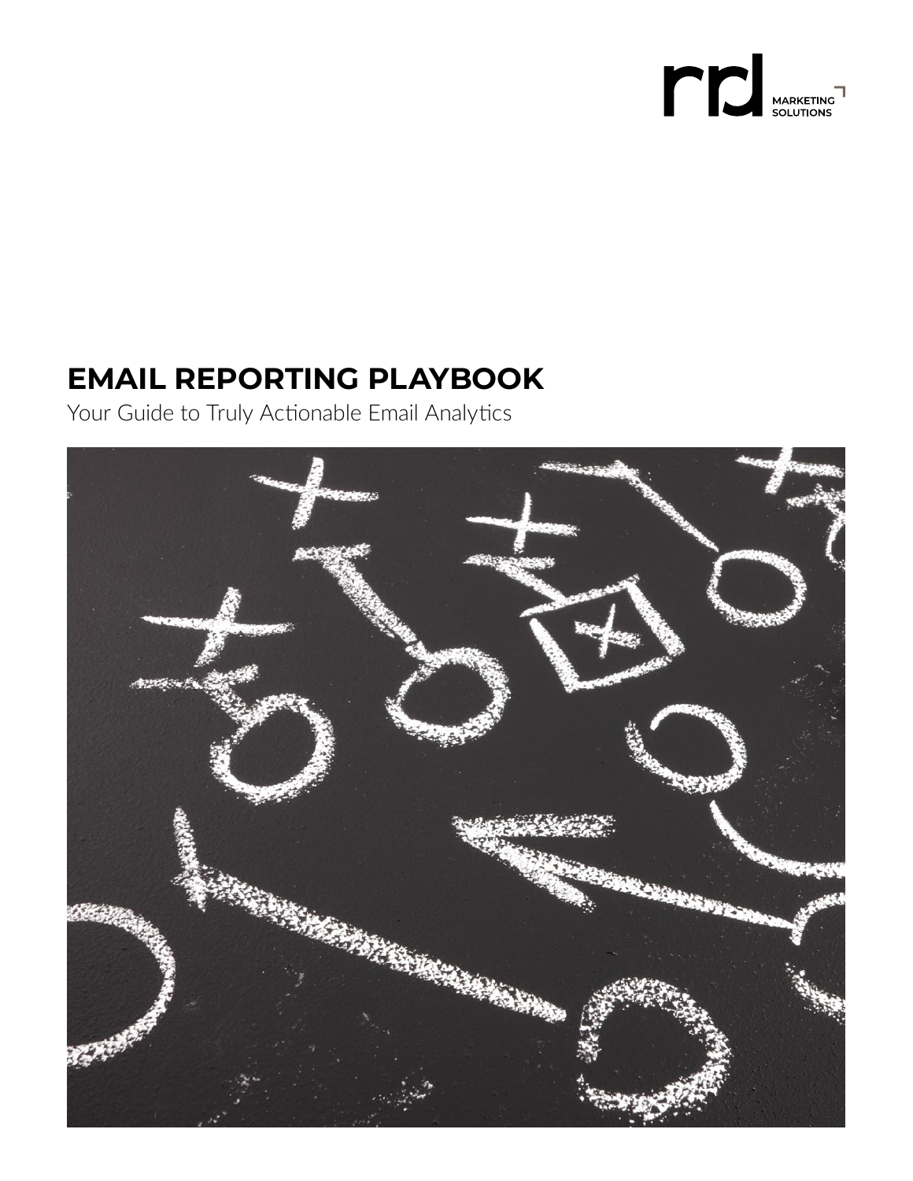rrd MARKETING SOLUTIONS

# EMAIL REPORTING PLAYBOOK

Your Guide to Truly Actionable Email Analytics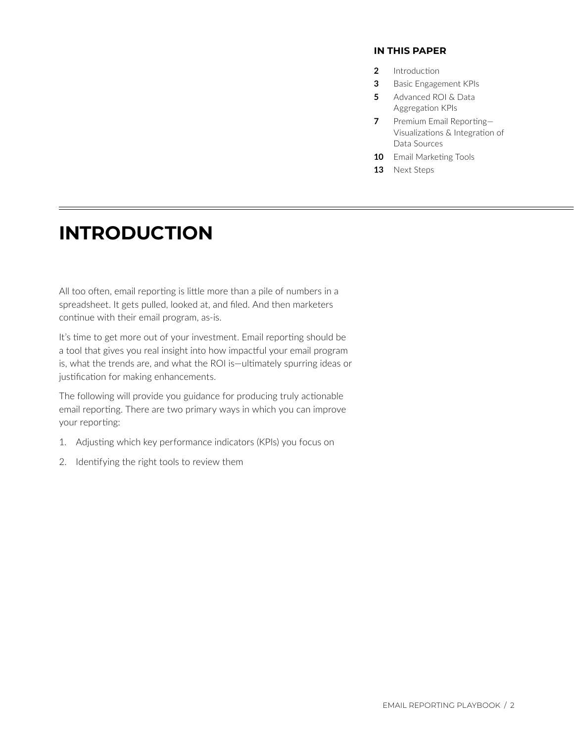**IN THIS PAPER**

- **2** Introduction
- **3** Basic Engagement KPIs
- **5** Advanced ROI & Data Aggregation KPIs
- **7** Premium Email Reporting—Visualizations & Integration of Data Sources
- **10** Email Marketing Tools
- **13** Next Steps

# INTRODUCTION

All too often, email reporting is little more than a pile of numbers in a spreadsheet. It gets pulled, looked at, and filed. And then marketers continue with their email program, as-is.

It's time to get more out of your investment. Email reporting should be a tool that gives you real insight into how impactful your email program is, what the trends are, and what the ROI is—ultimately spurring ideas or justification for making enhancements.

The following will provide you guidance for producing truly actionable email reporting. There are two primary ways in which you can improve your reporting:

1. Adjusting which key performance indicators (KPIs) you focus on
2. Identifying the right tools to review them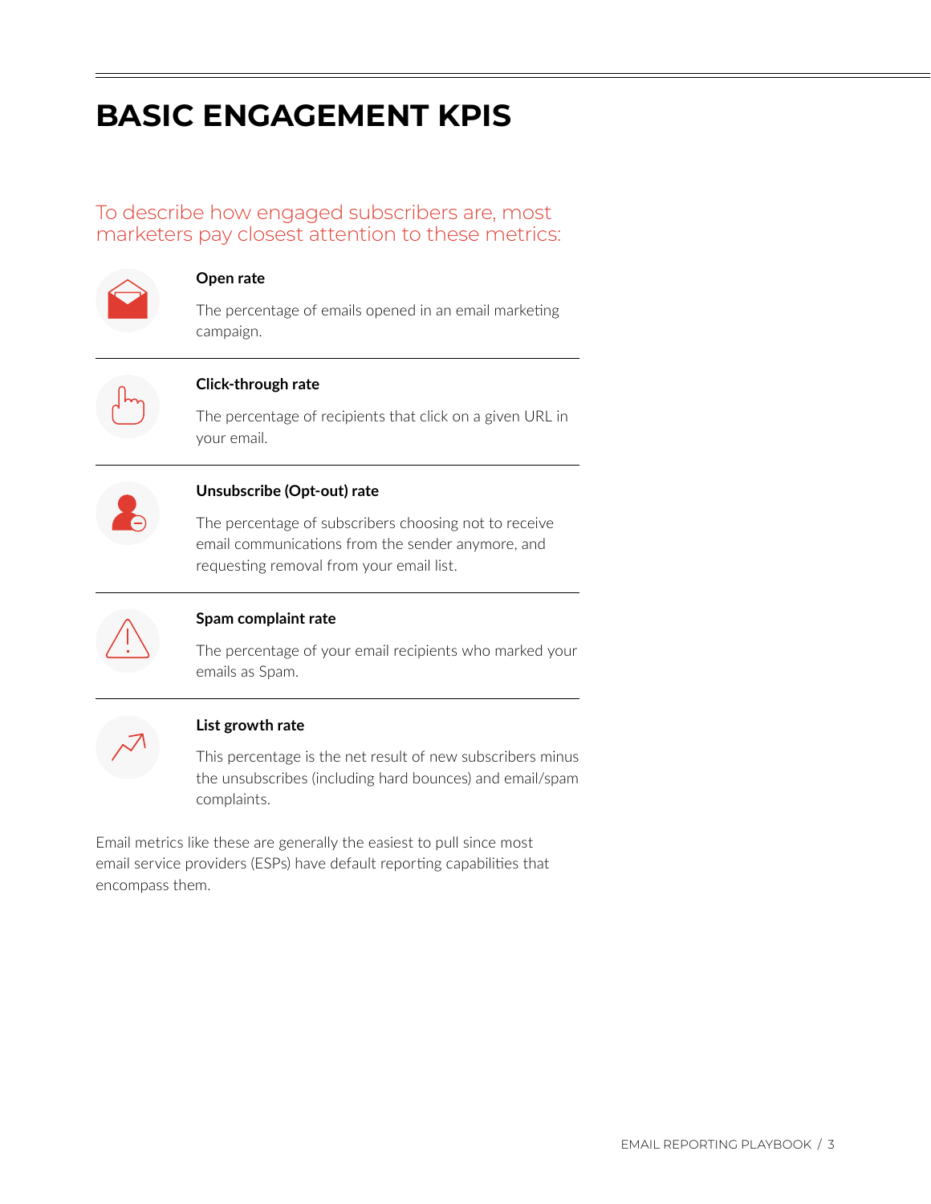# BASIC ENGAGEMENT KPIS

To describe how engaged subscribers are, most marketers pay closest attention to these metrics:

### Open rate

The percentage of emails opened in an email marketing campaign.

### Click-through rate

The percentage of recipients that click on a given URL in your email.

### Unsubscribe (Opt-out) rate

The percentage of subscribers choosing not to receive email communications from the sender anymore, and requesting removal from your email list.

### Spam complaint rate

The percentage of your email recipients who marked your emails as Spam.

### List growth rate

This percentage is the net result of new subscribers minus the unsubscribes (including hard bounces) and email/spam complaints.

Email metrics like these are generally the easiest to pull since most email service providers (ESPs) have default reporting capabilities that encompass them.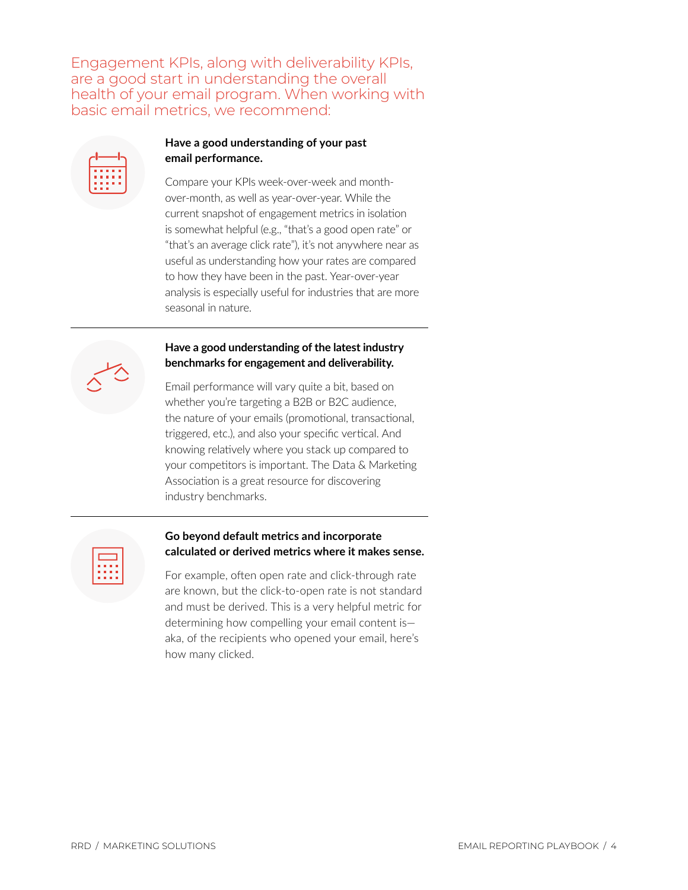Engagement KPIs, along with deliverability KPIs, are a good start in understanding the overall health of your email program. When working with basic email metrics, we recommend:

**Have a good understanding of your past email performance.**

Compare your KPIs week-over-week and month-over-month, as well as year-over-year. While the current snapshot of engagement metrics in isolation is somewhat helpful (e.g., "that's a good open rate" or "that's an average click rate"), it's not anywhere near as useful as understanding how your rates are compared to how they have been in the past. Year-over-year analysis is especially useful for industries that are more seasonal in nature.

---

**Have a good understanding of the latest industry benchmarks for engagement and deliverability.**

Email performance will vary quite a bit, based on whether you're targeting a B2B or B2C audience, the nature of your emails (promotional, transactional, triggered, etc.), and also your specific vertical. And knowing relatively where you stack up compared to your competitors is important. The Data & Marketing Association is a great resource for discovering industry benchmarks.

---

**Go beyond default metrics and incorporate calculated or derived metrics where it makes sense.**

For example, often open rate and click-through rate are known, but the click-to-open rate is not standard and must be derived. This is a very helpful metric for determining how compelling your email content is—aka, of the recipients who opened your email, here's how many clicked.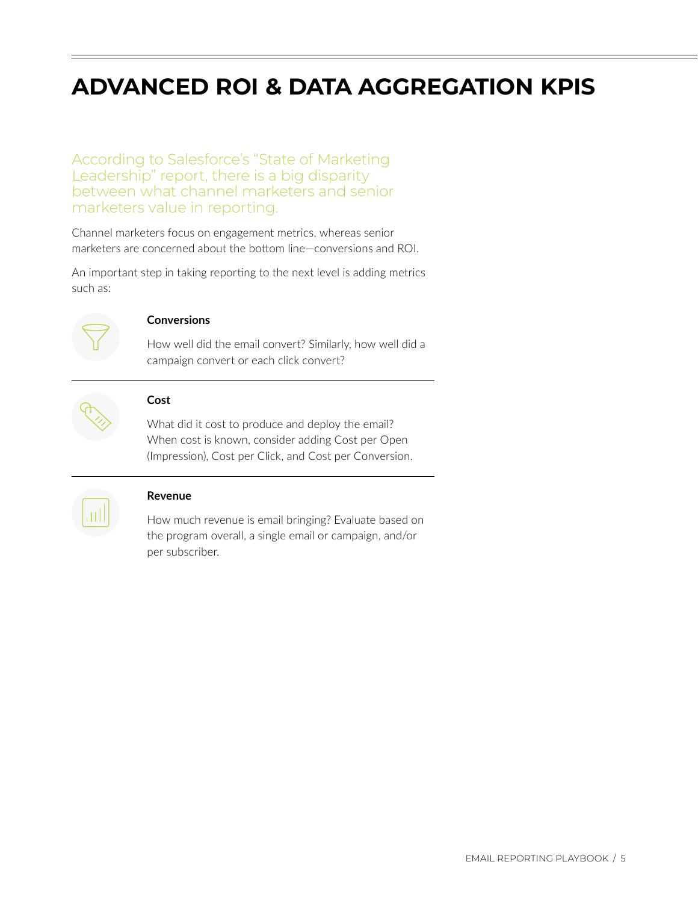# ADVANCED ROI & DATA AGGREGATION KPIS

According to Salesforce's "State of Marketing Leadership" report, there is a big disparity between what channel marketers and senior marketers value in reporting.

Channel marketers focus on engagement metrics, whereas senior marketers are concerned about the bottom line—conversions and ROI.

An important step in taking reporting to the next level is adding metrics such as:

**Conversions**

How well did the email convert? Similarly, how well did a campaign convert or each click convert?

---

**Cost**

What did it cost to produce and deploy the email? When cost is known, consider adding Cost per Open (Impression), Cost per Click, and Cost per Conversion.

---

**Revenue**

How much revenue is email bringing? Evaluate based on the program overall, a single email or campaign, and/or per subscriber.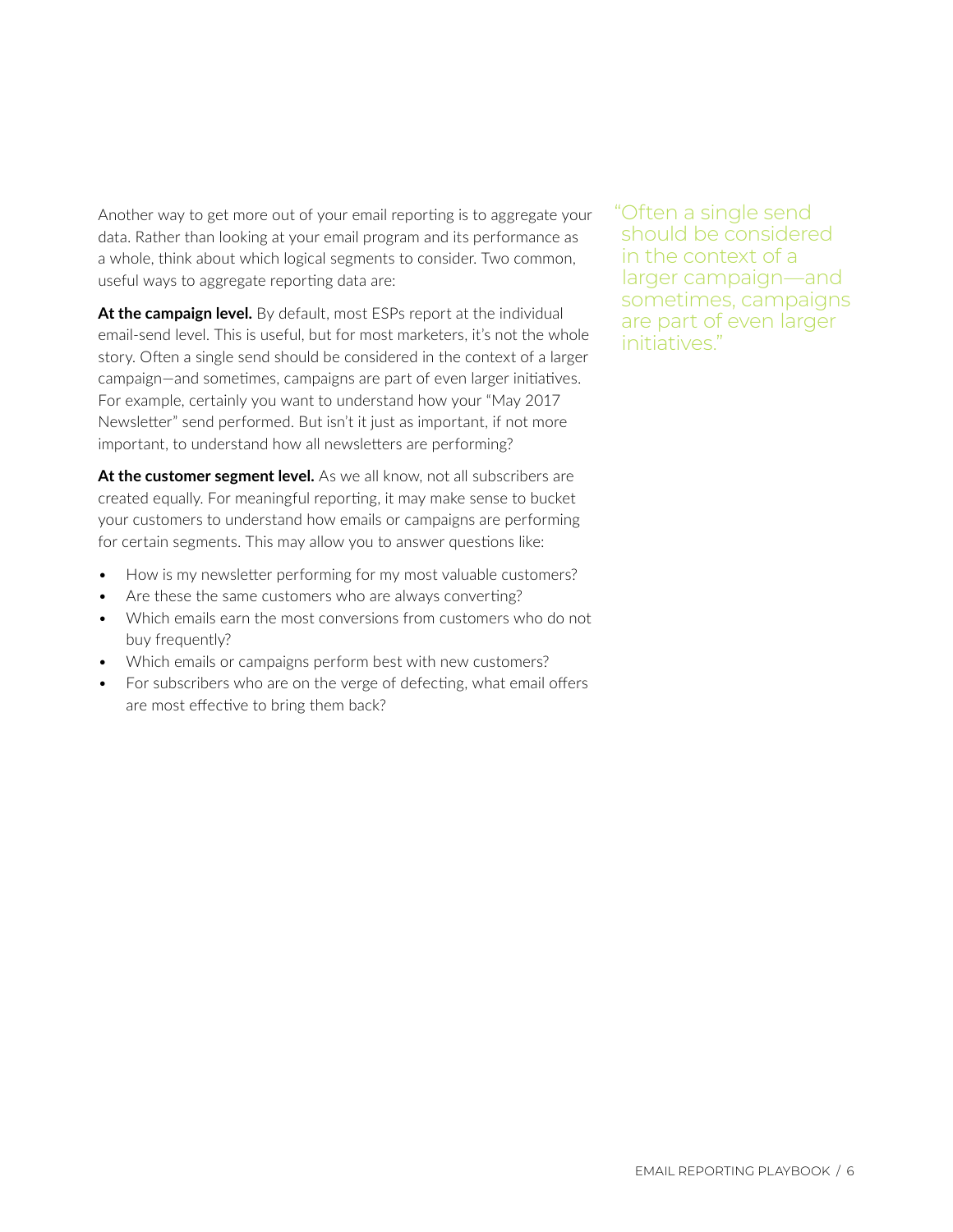Another way to get more out of your email reporting is to aggregate your data. Rather than looking at your email program and its performance as a whole, think about which logical segments to consider. Two common, useful ways to aggregate reporting data are:

**At the campaign level.** By default, most ESPs report at the individual email-send level. This is useful, but for most marketers, it's not the whole story. Often a single send should be considered in the context of a larger campaign—and sometimes, campaigns are part of even larger initiatives. For example, certainly you want to understand how your "May 2017 Newsletter" send performed. But isn't it just as important, if not more important, to understand how all newsletters are performing?

**At the customer segment level.** As we all know, not all subscribers are created equally. For meaningful reporting, it may make sense to bucket your customers to understand how emails or campaigns are performing for certain segments. This may allow you to answer questions like:

- How is my newsletter performing for my most valuable customers?
- Are these the same customers who are always converting?
- Which emails earn the most conversions from customers who do not buy frequently?
- Which emails or campaigns perform best with new customers?
- For subscribers who are on the verge of defecting, what email offers are most effective to bring them back?

> "Often a single send should be considered in the context of a larger campaign—and sometimes, campaigns are part of even larger initiatives."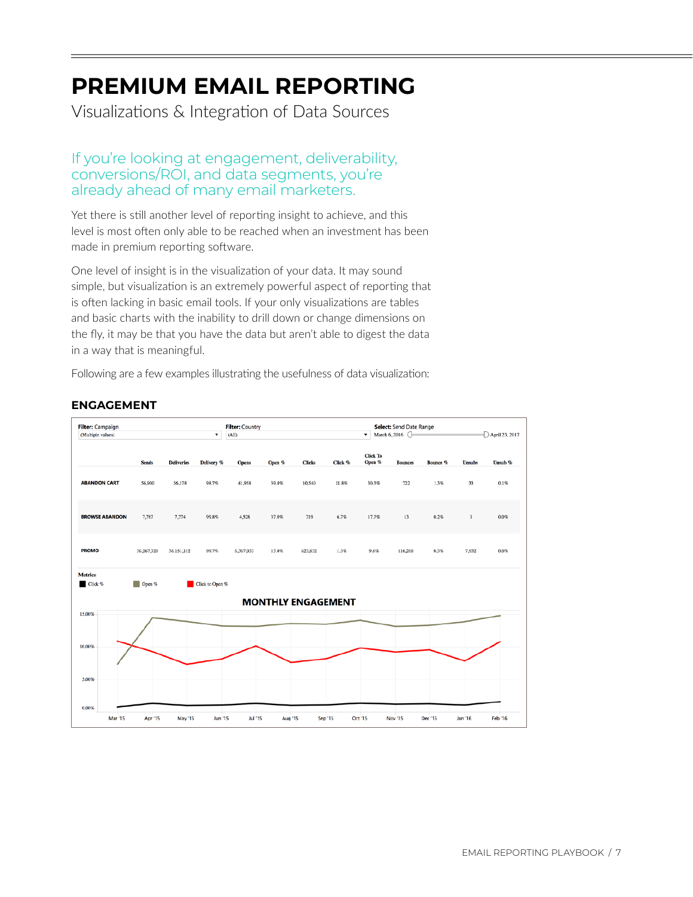# PREMIUM EMAIL REPORTING

Visualizations & Integration of Data Sources

If you're looking at engagement, deliverability, conversions/ROI, and data segments, you're already ahead of many email marketers.

Yet there is still another level of reporting insight to achieve, and this level is most often only able to be reached when an investment has been made in premium reporting software.

One level of insight is in the visualization of your data. It may sound simple, but visualization is an extremely powerful aspect of reporting that is often lacking in basic email tools. If your only visualizations are tables and basic charts with the inability to drill down or change dimensions on the fly, it may be that you have the data but aren't able to digest the data in a way that is meaningful.

Following are a few examples illustrating the usefulness of data visualization:

## ENGAGEMENT

Filter: Campaign (Multiple values) Filter: Country (All) Select: Send Date Range March 6, 2016 – April 23, 2017

| | Sends | Deliveries | Delivery % | Opens | Open % | Clicks | Click % | Click To Open % | Bounces | Bounce % | Unsubs | Unsub % |
|---|---|---|---|---|---|---|---|---|---|---|---|---|
| ABANDON CART | 56,900 | 56,178 | 98.7% | 41,958 | 39.4% | 10,540 | 11.8% | 30.3% | 722 | 1.3% | 33 | 0.1% |
| BROWSE ABANDON | 7,787 | 7,774 | 99.8% | 4,528 | 37.8% | 719 | 6.7% | 17.7% | 13 | 0.2% | 3 | 0.0% |
| PROMO | 36,267,320 | 36,151,112 | 99.7% | 6,367,033 | 13.4% | 623,832 | 1.3% | 9.6% | 116,208 | 0.3% | 7,502 | 0.0% |

Metrics: Click % / Open % / Click to Open %

**MONTHLY ENGAGEMENT**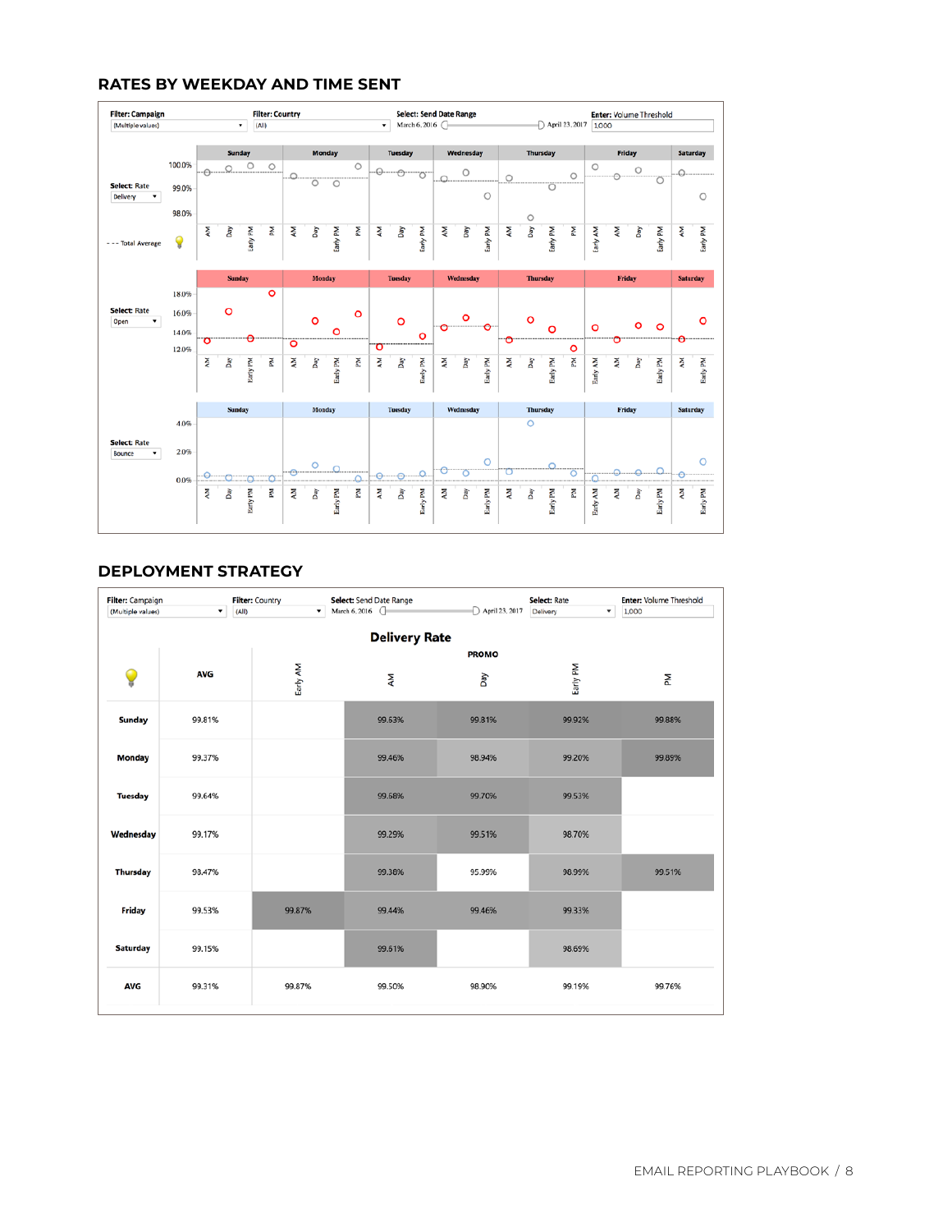## RATES BY WEEKDAY AND TIME SENT

Filter: Campaign (Multiple values) | Filter: Country (All) | Select: Send Date Range March 6, 2016 – April 23, 2017 | Enter: Volume Threshold 1,000

Select: Rate Delivery

Select: Rate Open

Select: Rate Bounce

--- Total Average

## DEPLOYMENT STRATEGY

Filter: Campaign (Multiple values) | Filter: Country (All) | Select: Send Date Range March 6, 2016 – April 23, 2017 | Select: Rate Delivery | Enter: Volume Threshold 1,000

### Delivery Rate

PROMO

| | AVG | Early AM | AM | Day | Early PM | PM |
|---|---|---|---|---|---|---|
| **Sunday** | 99.81% | | 99.63% | 99.81% | 99.92% | 99.88% |
| **Monday** | 99.37% | | 99.46% | 98.94% | 99.20% | 99.89% |
| **Tuesday** | 99.64% | | 99.68% | 99.70% | 99.53% | |
| **Wednesday** | 99.17% | | 99.29% | 99.51% | 98.70% | |
| **Thursday** | 98.47% | | 99.38% | 95.99% | 98.99% | 99.51% |
| **Friday** | 99.53% | 99.87% | 99.44% | 99.46% | 99.33% | |
| **Saturday** | 99.15% | | 99.61% | | 98.69% | |
| **AVG** | 99.31% | 99.87% | 99.50% | 98.90% | 99.19% | 99.76% |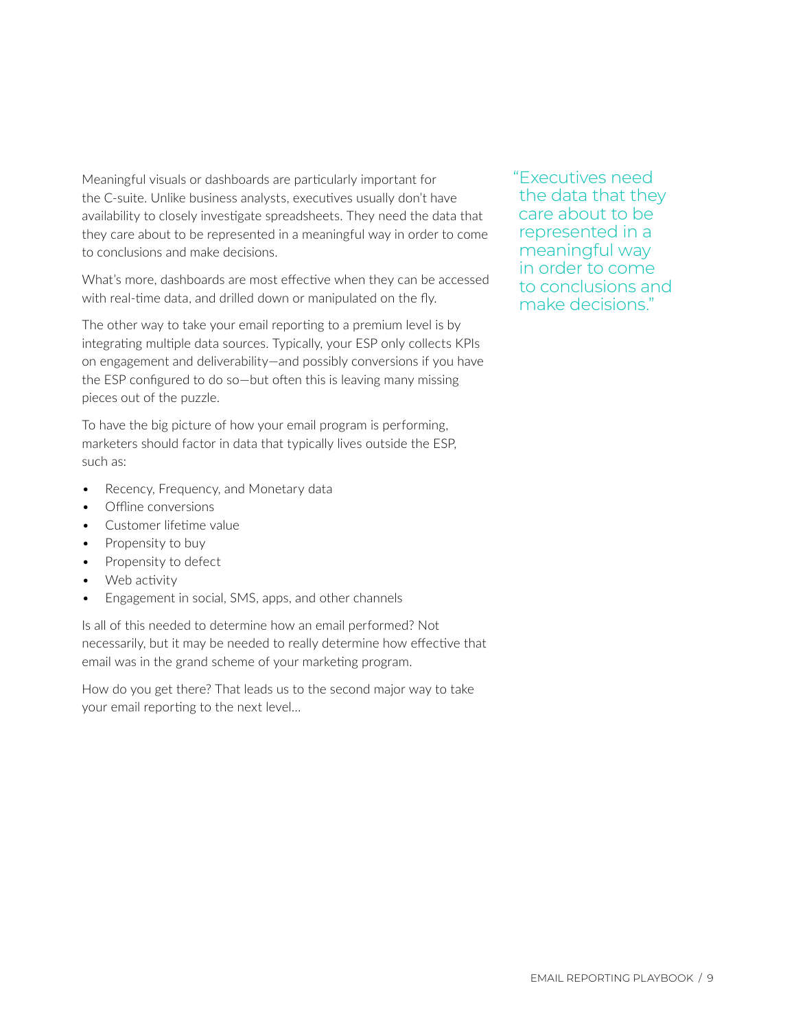Meaningful visuals or dashboards are particularly important for the C-suite. Unlike business analysts, executives usually don't have availability to closely investigate spreadsheets. They need the data that they care about to be represented in a meaningful way in order to come to conclusions and make decisions.

What's more, dashboards are most effective when they can be accessed with real-time data, and drilled down or manipulated on the fly.

The other way to take your email reporting to a premium level is by integrating multiple data sources. Typically, your ESP only collects KPIs on engagement and deliverability—and possibly conversions if you have the ESP configured to do so—but often this is leaving many missing pieces out of the puzzle.

To have the big picture of how your email program is performing, marketers should factor in data that typically lives outside the ESP, such as:

- Recency, Frequency, and Monetary data
- Offline conversions
- Customer lifetime value
- Propensity to buy
- Propensity to defect
- Web activity
- Engagement in social, SMS, apps, and other channels

Is all of this needed to determine how an email performed? Not necessarily, but it may be needed to really determine how effective that email was in the grand scheme of your marketing program.

How do you get there? That leads us to the second major way to take your email reporting to the next level...

> "Executives need the data that they care about to be represented in a meaningful way in order to come to conclusions and make decisions."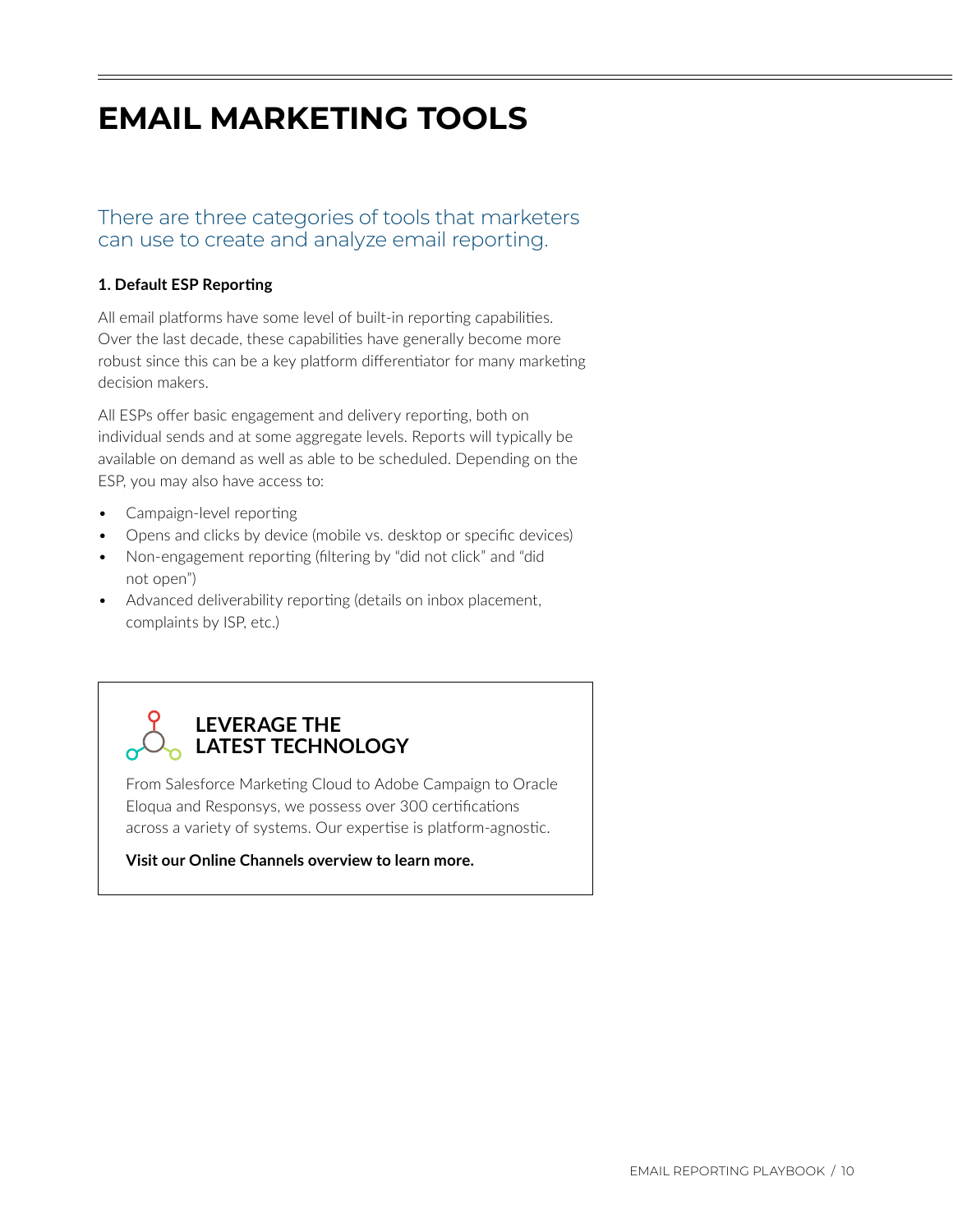# EMAIL MARKETING TOOLS

## There are three categories of tools that marketers can use to create and analyze email reporting.

**1. Default ESP Reporting**

All email platforms have some level of built-in reporting capabilities. Over the last decade, these capabilities have generally become more robust since this can be a key platform differentiator for many marketing decision makers.

All ESPs offer basic engagement and delivery reporting, both on individual sends and at some aggregate levels. Reports will typically be available on demand as well as able to be scheduled. Depending on the ESP, you may also have access to:

- Campaign-level reporting
- Opens and clicks by device (mobile vs. desktop or specific devices)
- Non-engagement reporting (filtering by "did not click" and "did not open")
- Advanced deliverability reporting (details on inbox placement, complaints by ISP, etc.)

### LEVERAGE THE LATEST TECHNOLOGY

From Salesforce Marketing Cloud to Adobe Campaign to Oracle Eloqua and Responsys, we possess over 300 certifications across a variety of systems. Our expertise is platform-agnostic.

**Visit our Online Channels overview to learn more.**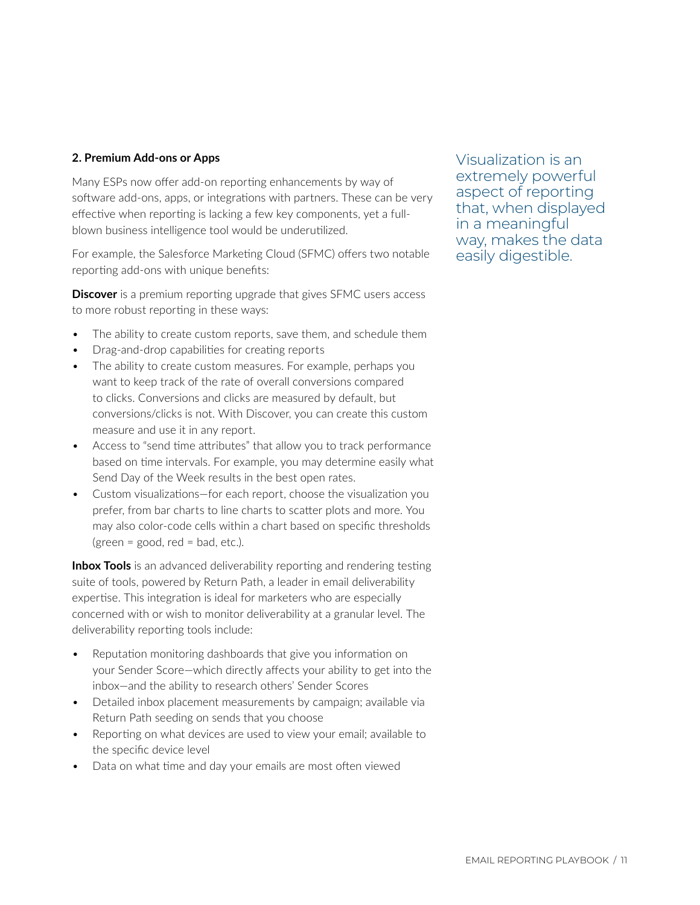### 2. Premium Add-ons or Apps

Many ESPs now offer add-on reporting enhancements by way of software add-ons, apps, or integrations with partners. These can be very effective when reporting is lacking a few key components, yet a full-blown business intelligence tool would be underutilized.

For example, the Salesforce Marketing Cloud (SFMC) offers two notable reporting add-ons with unique benefits:

**Discover** is a premium reporting upgrade that gives SFMC users access to more robust reporting in these ways:

- The ability to create custom reports, save them, and schedule them
- Drag-and-drop capabilities for creating reports
- The ability to create custom measures. For example, perhaps you want to keep track of the rate of overall conversions compared to clicks. Conversions and clicks are measured by default, but conversions/clicks is not. With Discover, you can create this custom measure and use it in any report.
- Access to "send time attributes" that allow you to track performance based on time intervals. For example, you may determine easily what Send Day of the Week results in the best open rates.
- Custom visualizations—for each report, choose the visualization you prefer, from bar charts to line charts to scatter plots and more. You may also color-code cells within a chart based on specific thresholds (green = good, red = bad, etc.).

**Inbox Tools** is an advanced deliverability reporting and rendering testing suite of tools, powered by Return Path, a leader in email deliverability expertise. This integration is ideal for marketers who are especially concerned with or wish to monitor deliverability at a granular level. The deliverability reporting tools include:

- Reputation monitoring dashboards that give you information on your Sender Score—which directly affects your ability to get into the inbox—and the ability to research others' Sender Scores
- Detailed inbox placement measurements by campaign; available via Return Path seeding on sends that you choose
- Reporting on what devices are used to view your email; available to the specific device level
- Data on what time and day your emails are most often viewed

Visualization is an extremely powerful aspect of reporting that, when displayed in a meaningful way, makes the data easily digestible.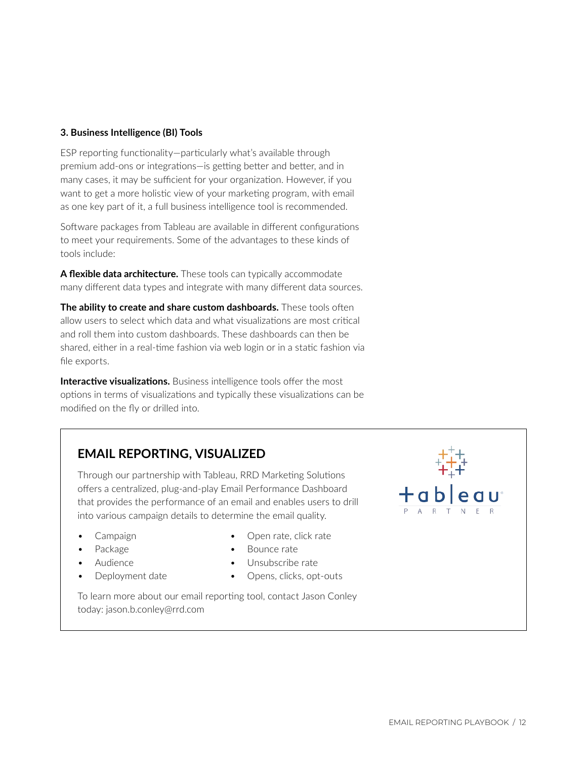### 3. Business Intelligence (BI) Tools

ESP reporting functionality—particularly what's available through premium add-ons or integrations—is getting better and better, and in many cases, it may be sufficient for your organization. However, if you want to get a more holistic view of your marketing program, with email as one key part of it, a full business intelligence tool is recommended.

Software packages from Tableau are available in different configurations to meet your requirements. Some of the advantages to these kinds of tools include:

**A flexible data architecture.** These tools can typically accommodate many different data types and integrate with many different data sources.

**The ability to create and share custom dashboards.** These tools often allow users to select which data and what visualizations are most critical and roll them into custom dashboards. These dashboards can then be shared, either in a real-time fashion via web login or in a static fashion via file exports.

**Interactive visualizations.** Business intelligence tools offer the most options in terms of visualizations and typically these visualizations can be modified on the fly or drilled into.

## EMAIL REPORTING, VISUALIZED

Through our partnership with Tableau, RRD Marketing Solutions offers a centralized, plug-and-play Email Performance Dashboard that provides the performance of an email and enables users to drill into various campaign details to determine the email quality.

- Campaign
- Package
- Audience
- Deployment date
- Open rate, click rate
- Bounce rate
- Unsubscribe rate
- Opens, clicks, opt-outs

To learn more about our email reporting tool, contact Jason Conley today: jason.b.conley@rrd.com

tableau PARTNER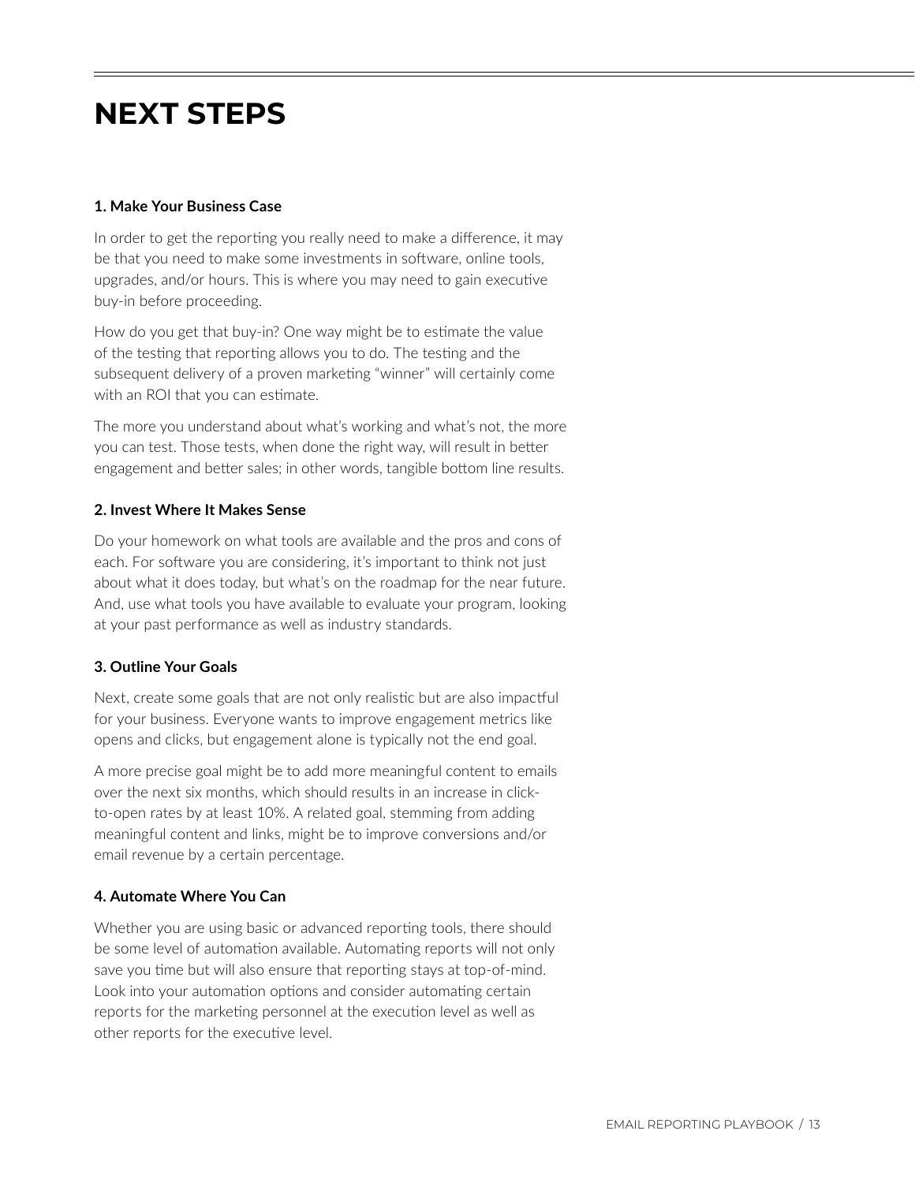# NEXT STEPS

**1. Make Your Business Case**

In order to get the reporting you really need to make a difference, it may be that you need to make some investments in software, online tools, upgrades, and/or hours. This is where you may need to gain executive buy-in before proceeding.

How do you get that buy-in? One way might be to estimate the value of the testing that reporting allows you to do. The testing and the subsequent delivery of a proven marketing "winner" will certainly come with an ROI that you can estimate.

The more you understand about what's working and what's not, the more you can test. Those tests, when done the right way, will result in better engagement and better sales; in other words, tangible bottom line results.

**2. Invest Where It Makes Sense**

Do your homework on what tools are available and the pros and cons of each. For software you are considering, it's important to think not just about what it does today, but what's on the roadmap for the near future. And, use what tools you have available to evaluate your program, looking at your past performance as well as industry standards.

**3. Outline Your Goals**

Next, create some goals that are not only realistic but are also impactful for your business. Everyone wants to improve engagement metrics like opens and clicks, but engagement alone is typically not the end goal.

A more precise goal might be to add more meaningful content to emails over the next six months, which should results in an increase in click-to-open rates by at least 10%. A related goal, stemming from adding meaningful content and links, might be to improve conversions and/or email revenue by a certain percentage.

**4. Automate Where You Can**

Whether you are using basic or advanced reporting tools, there should be some level of automation available. Automating reports will not only save you time but will also ensure that reporting stays at top-of-mind. Look into your automation options and consider automating certain reports for the marketing personnel at the execution level as well as other reports for the executive level.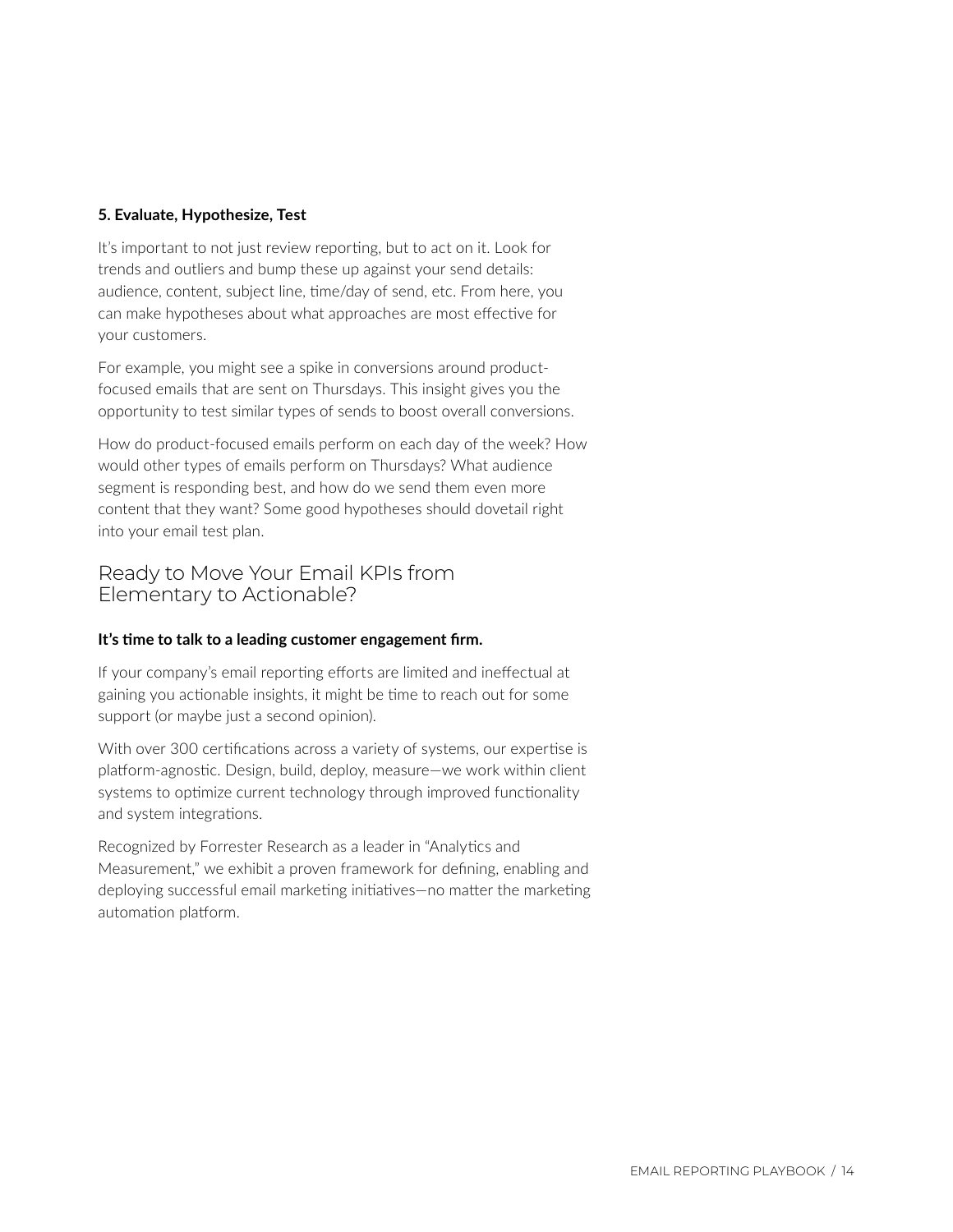**5. Evaluate, Hypothesize, Test**

It's important to not just review reporting, but to act on it. Look for trends and outliers and bump these up against your send details: audience, content, subject line, time/day of send, etc. From here, you can make hypotheses about what approaches are most effective for your customers.

For example, you might see a spike in conversions around product-focused emails that are sent on Thursdays. This insight gives you the opportunity to test similar types of sends to boost overall conversions.

How do product-focused emails perform on each day of the week? How would other types of emails perform on Thursdays? What audience segment is responding best, and how do we send them even more content that they want? Some good hypotheses should dovetail right into your email test plan.

## Ready to Move Your Email KPIs from Elementary to Actionable?

**It's time to talk to a leading customer engagement firm.**

If your company's email reporting efforts are limited and ineffectual at gaining you actionable insights, it might be time to reach out for some support (or maybe just a second opinion).

With over 300 certifications across a variety of systems, our expertise is platform-agnostic. Design, build, deploy, measure—we work within client systems to optimize current technology through improved functionality and system integrations.

Recognized by Forrester Research as a leader in "Analytics and Measurement," we exhibit a proven framework for defining, enabling and deploying successful email marketing initiatives—no matter the marketing automation platform.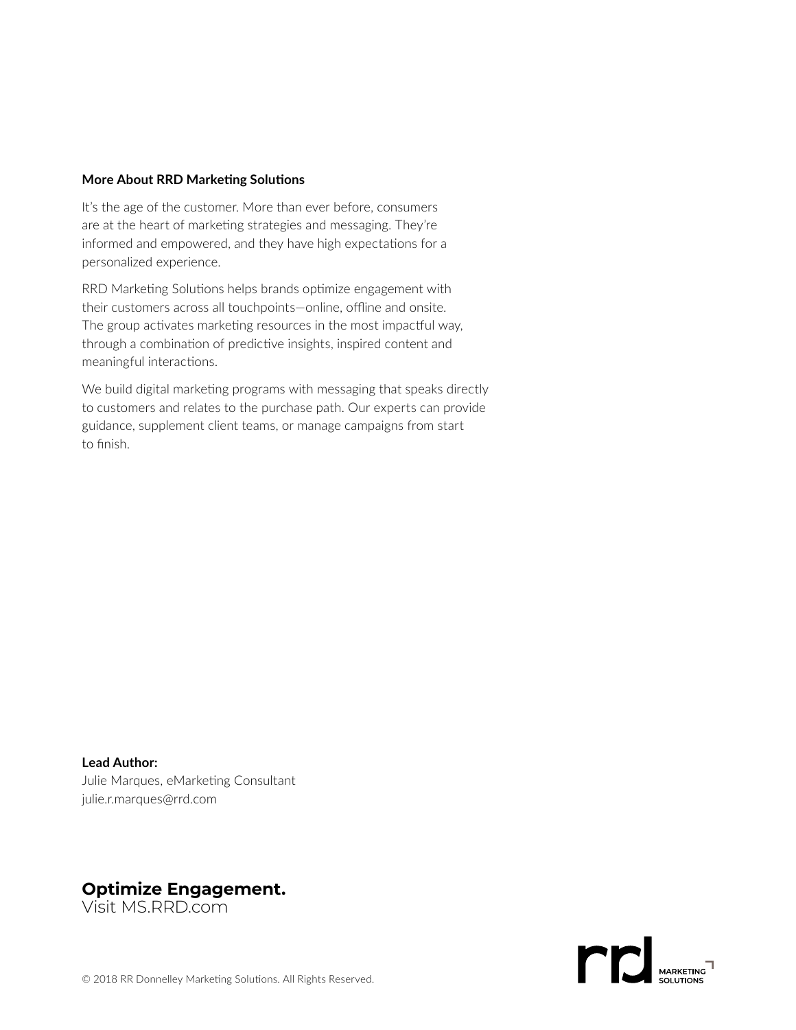**More About RRD Marketing Solutions**

It's the age of the customer. More than ever before, consumers are at the heart of marketing strategies and messaging. They're informed and empowered, and they have high expectations for a personalized experience.

RRD Marketing Solutions helps brands optimize engagement with their customers across all touchpoints—online, offline and onsite. The group activates marketing resources in the most impactful way, through a combination of predictive insights, inspired content and meaningful interactions.

We build digital marketing programs with messaging that speaks directly to customers and relates to the purchase path. Our experts can provide guidance, supplement client teams, or manage campaigns from start to finish.

**Lead Author:**
Julie Marques, eMarketing Consultant
julie.r.marques@rrd.com

**Optimize Engagement.**
Visit MS.RRD.com

© 2018 RR Donnelley Marketing Solutions. All Rights Reserved.

rrd MARKETING SOLUTIONS